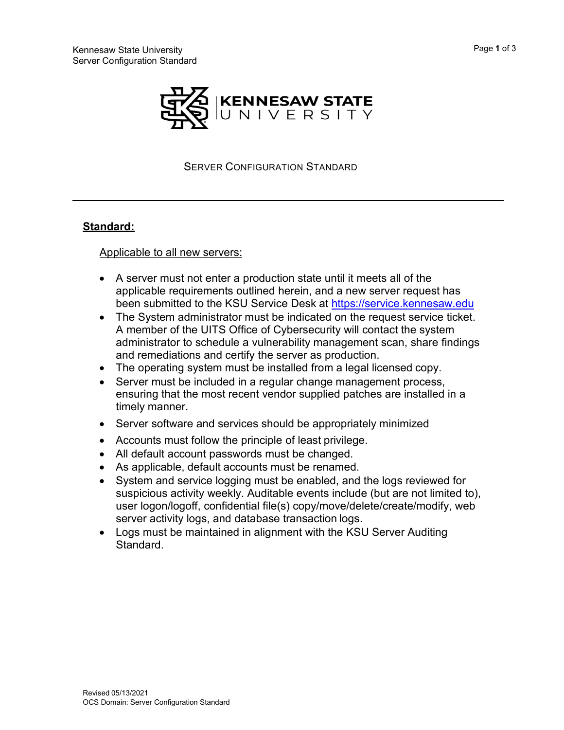# SERVER CONFIGURATION STANDARD

## **Standard:**

Applicable to all new servers:

- A server must not enter a production state until it meets all of the applicable requirements outlined herein, and a new server request has been submitted to the KSU Service Desk at https://service.kennesaw.edu
- The System administrator must be indicated on the request service ticket. A member of the UITS Office of Cybersecurity will contact the system administrator to schedule a vulnerability management scan, share findings and remediations and certify the server as production.
- The operating system must be installed from a legal licensed copy.
- Server must be included in a regular change management process, ensuring that the most recent vendor supplied patches are installed in a timely manner.
- Server software and services should be appropriately minimized
- Accounts must follow the principle of least privilege.
- All default account passwords must be changed.
- As applicable, default accounts must be renamed.
- System and service logging must be enabled, and the logs reviewed for suspicious activity weekly. Auditable events include (but are not limited to), user logon/logoff, confidential file(s) copy/move/delete/create/modify, web server activity logs, and database transaction logs.
- Logs must be maintained in alignment with the KSU Server Auditing Standard.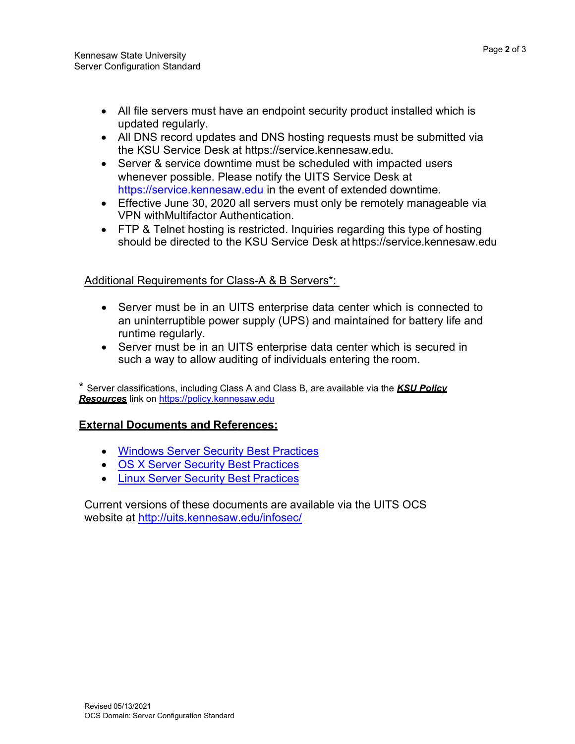- All file servers must have an endpoint security product installed which is updated regularly.
- All DNS record updates and DNS hosting requests must be submitted via the KSU Service Desk at https://service.kennesaw.edu.
- Server & service downtime must be scheduled with impacted users whenever possible. Please notify the UITS Service Desk at https://service.kennesaw.edu in the event of extended downtime.
- Effective June 30, 2020 all servers must only be remotely manageable via VPN withMultifactor Authentication.
- FTP & Telnet hosting is restricted. Inquiries regarding this type of hosting should be directed to the KSU Service Desk at https://service.kennesaw.edu

Additional Requirements for Class-A & B Servers*:

- Server must be in an UITS enterprise data center which is connected to an uninterruptible power supply (UPS) and maintained for battery life and runtime regularly.
- Server must be in an UITS enterprise data center which is secured in such a way to allow auditing of individuals entering the room.

* Server classifications, including Class A and Class B, are available via the ***KSU Policy Resources*** link on https://policy.kennesaw.edu

**External Documents and References:**

- Windows Server Security Best Practices
- OS X Server Security Best Practices
- Linux Server Security Best Practices

Current versions of these documents are available via the UITS OCS website at http://uits.kennesaw.edu/infosec/

Revised 05/13/2021
OCS Domain: Server Configuration Standard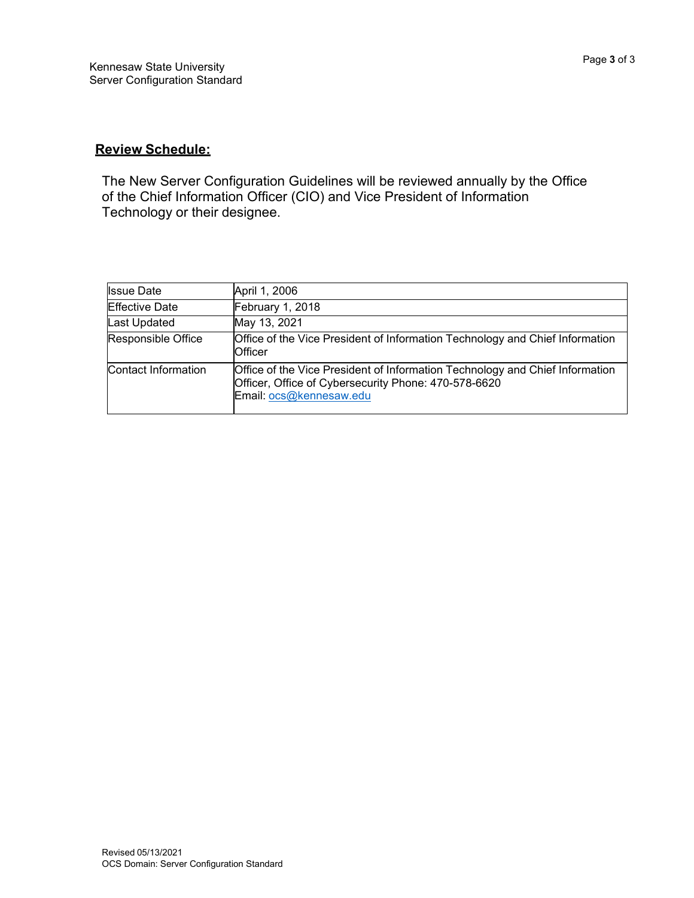## Review Schedule:

The New Server Configuration Guidelines will be reviewed annually by the Office of the Chief Information Officer (CIO) and Vice President of Information Technology or their designee.

| | |
|---|---|
| Issue Date | April 1, 2006 |
| Effective Date | February 1, 2018 |
| Last Updated | May 13, 2021 |
| Responsible Office | Office of the Vice President of Information Technology and Chief Information Officer |
| Contact Information | Office of the Vice President of Information Technology and Chief Information Officer, Office of Cybersecurity Phone: 470-578-6620<br>Email: ocs@kennesaw.edu |

Revised 05/13/2021
OCS Domain: Server Configuration Standard